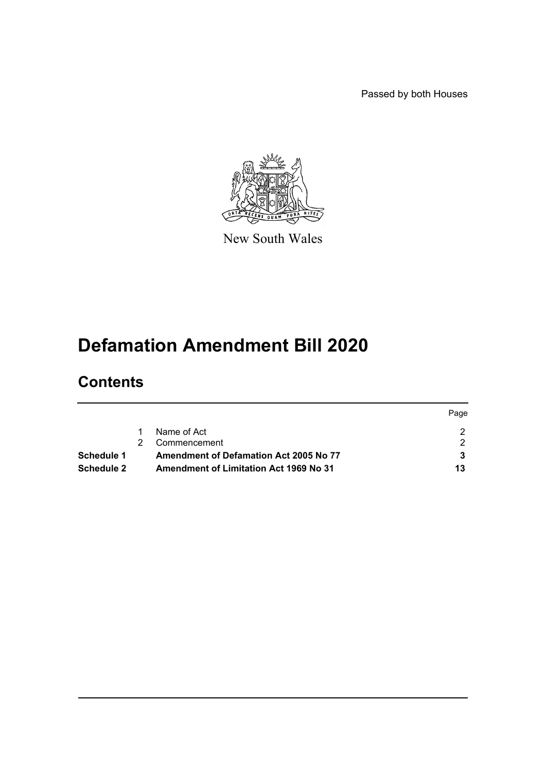Passed by both Houses

New South Wales

# Defamation Amendment Bill 2020

## Contents

| | | | Page |
|---|---|---|---|
| | 1 | Name of Act | 2 |
| | 2 | Commencement | 2 |
| **Schedule 1** | | **Amendment of Defamation Act 2005 No 77** | **3** |
| **Schedule 2** | | **Amendment of Limitation Act 1969 No 31** | **13** |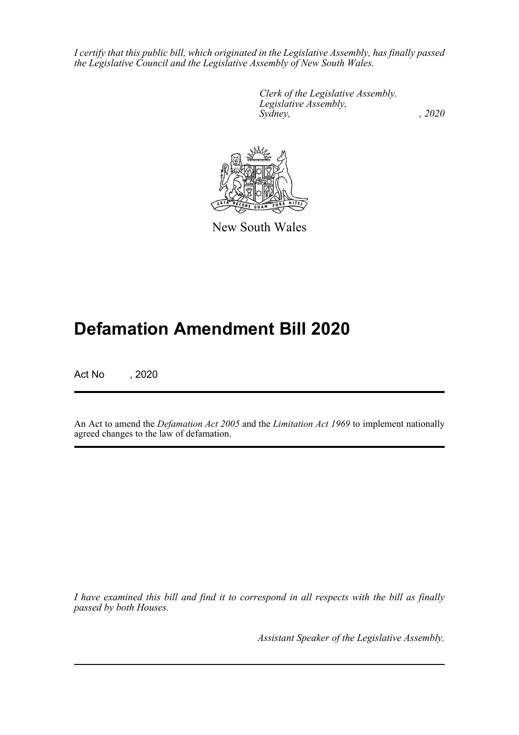*I certify that this public bill, which originated in the Legislative Assembly, has finally passed the Legislative Council and the Legislative Assembly of New South Wales.*

*Clerk of the Legislative Assembly.*
*Legislative Assembly,*
*Sydney, , 2020*

New South Wales

# Defamation Amendment Bill 2020

Act No , 2020

An Act to amend the *Defamation Act 2005* and the *Limitation Act 1969* to implement nationally agreed changes to the law of defamation.

*I have examined this bill and find it to correspond in all respects with the bill as finally passed by both Houses.*

*Assistant Speaker of the Legislative Assembly.*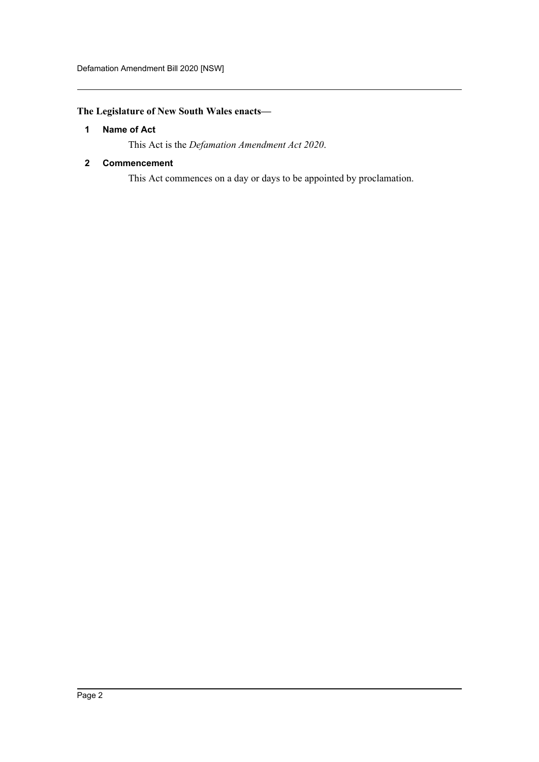**The Legislature of New South Wales enacts—**

### 1 Name of Act

This Act is the *Defamation Amendment Act 2020*.

### 2 Commencement

This Act commences on a day or days to be appointed by proclamation.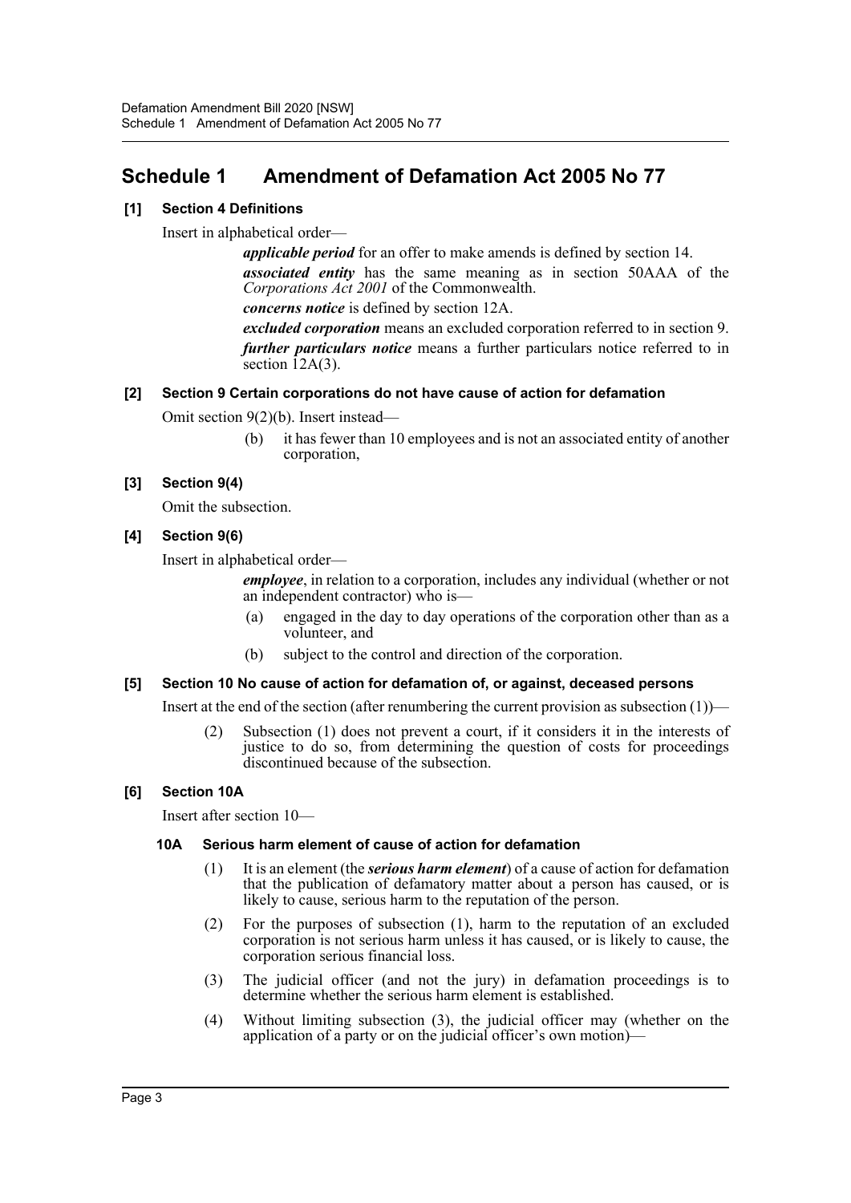# Schedule 1 Amendment of Defamation Act 2005 No 77

### [1] Section 4 Definitions

Insert in alphabetical order—

> ***applicable period*** for an offer to make amends is defined by section 14.
>
> ***associated entity*** has the same meaning as in section 50AAA of the *Corporations Act 2001* of the Commonwealth.
>
> ***concerns notice*** is defined by section 12A.
>
> ***excluded corporation*** means an excluded corporation referred to in section 9.
>
> ***further particulars notice*** means a further particulars notice referred to in section 12A(3).

### [2] Section 9 Certain corporations do not have cause of action for defamation

Omit section 9(2)(b). Insert instead—

> (b) it has fewer than 10 employees and is not an associated entity of another corporation,

### [3] Section 9(4)

Omit the subsection.

### [4] Section 9(6)

Insert in alphabetical order—

> ***employee***, in relation to a corporation, includes any individual (whether or not an independent contractor) who is—
>
> (a) engaged in the day to day operations of the corporation other than as a volunteer, and
>
> (b) subject to the control and direction of the corporation.

### [5] Section 10 No cause of action for defamation of, or against, deceased persons

Insert at the end of the section (after renumbering the current provision as subsection (1))—

> (2) Subsection (1) does not prevent a court, if it considers it in the interests of justice to do so, from determining the question of costs for proceedings discontinued because of the subsection.

### [6] Section 10A

Insert after section 10—

#### 10A Serious harm element of cause of action for defamation

> (1) It is an element (the ***serious harm element***) of a cause of action for defamation that the publication of defamatory matter about a person has caused, or is likely to cause, serious harm to the reputation of the person.
>
> (2) For the purposes of subsection (1), harm to the reputation of an excluded corporation is not serious harm unless it has caused, or is likely to cause, the corporation serious financial loss.
>
> (3) The judicial officer (and not the jury) in defamation proceedings is to determine whether the serious harm element is established.
>
> (4) Without limiting subsection (3), the judicial officer may (whether on the application of a party or on the judicial officer's own motion)—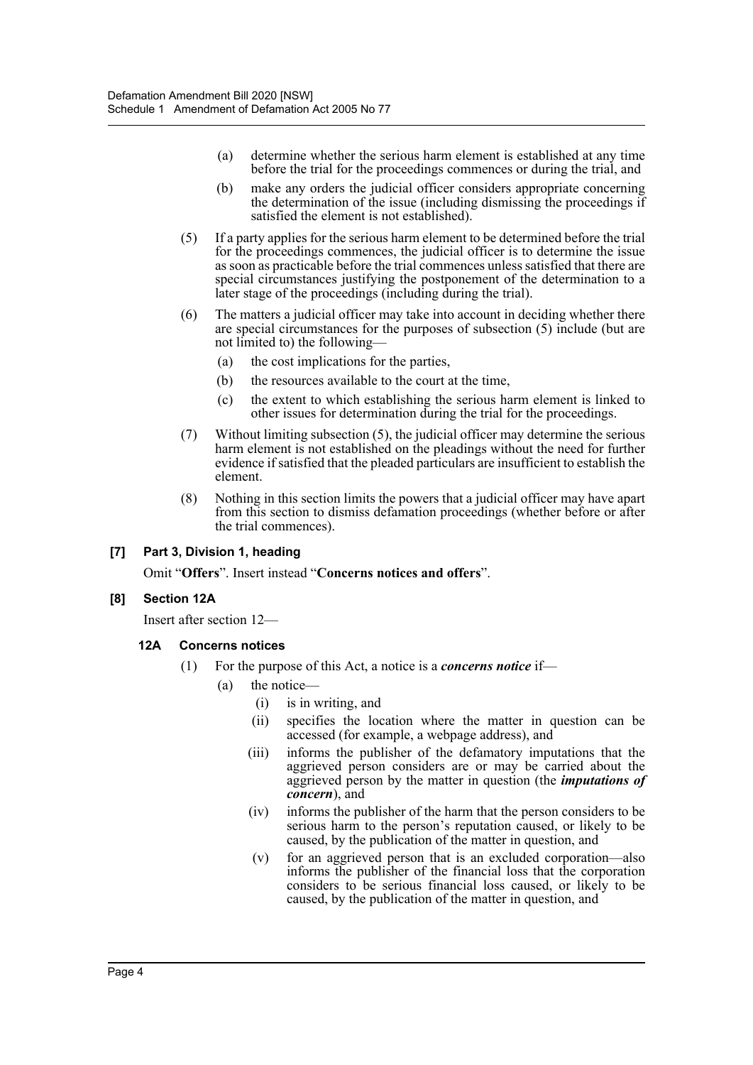(a) determine whether the serious harm element is established at any time before the trial for the proceedings commences or during the trial, and

(b) make any orders the judicial officer considers appropriate concerning the determination of the issue (including dismissing the proceedings if satisfied the element is not established).

(5) If a party applies for the serious harm element to be determined before the trial for the proceedings commences, the judicial officer is to determine the issue as soon as practicable before the trial commences unless satisfied that there are special circumstances justifying the postponement of the determination to a later stage of the proceedings (including during the trial).

(6) The matters a judicial officer may take into account in deciding whether there are special circumstances for the purposes of subsection (5) include (but are not limited to) the following—

(a) the cost implications for the parties,

(b) the resources available to the court at the time,

(c) the extent to which establishing the serious harm element is linked to other issues for determination during the trial for the proceedings.

(7) Without limiting subsection (5), the judicial officer may determine the serious harm element is not established on the pleadings without the need for further evidence if satisfied that the pleaded particulars are insufficient to establish the element.

(8) Nothing in this section limits the powers that a judicial officer may have apart from this section to dismiss defamation proceedings (whether before or after the trial commences).

#### [7] Part 3, Division 1, heading

Omit "**Offers**". Insert instead "**Concerns notices and offers**".

#### [8] Section 12A

Insert after section 12—

##### 12A Concerns notices

(1) For the purpose of this Act, a notice is a ***concerns notice*** if—

(a) the notice—

(i) is in writing, and

(ii) specifies the location where the matter in question can be accessed (for example, a webpage address), and

(iii) informs the publisher of the defamatory imputations that the aggrieved person considers are or may be carried about the aggrieved person by the matter in question (the ***imputations of concern***), and

(iv) informs the publisher of the harm that the person considers to be serious harm to the person's reputation caused, or likely to be caused, by the publication of the matter in question, and

(v) for an aggrieved person that is an excluded corporation—also informs the publisher of the financial loss that the corporation considers to be serious financial loss caused, or likely to be caused, by the publication of the matter in question, and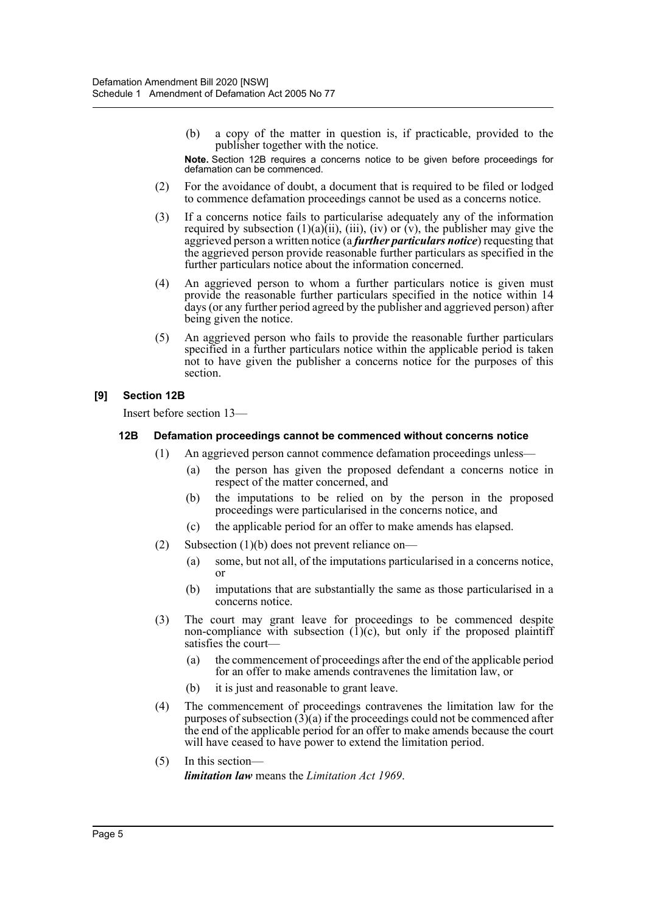(b) a copy of the matter in question is, if practicable, provided to the publisher together with the notice.

**Note.** Section 12B requires a concerns notice to be given before proceedings for defamation can be commenced.

(2) For the avoidance of doubt, a document that is required to be filed or lodged to commence defamation proceedings cannot be used as a concerns notice.

(3) If a concerns notice fails to particularise adequately any of the information required by subsection (1)(a)(ii), (iii), (iv) or (v), the publisher may give the aggrieved person a written notice (a ***further particulars notice***) requesting that the aggrieved person provide reasonable further particulars as specified in the further particulars notice about the information concerned.

(4) An aggrieved person to whom a further particulars notice is given must provide the reasonable further particulars specified in the notice within 14 days (or any further period agreed by the publisher and aggrieved person) after being given the notice.

(5) An aggrieved person who fails to provide the reasonable further particulars specified in a further particulars notice within the applicable period is taken not to have given the publisher a concerns notice for the purposes of this section.

### [9] Section 12B

Insert before section 13—

#### 12B Defamation proceedings cannot be commenced without concerns notice

(1) An aggrieved person cannot commence defamation proceedings unless—

(a) the person has given the proposed defendant a concerns notice in respect of the matter concerned, and

(b) the imputations to be relied on by the person in the proposed proceedings were particularised in the concerns notice, and

(c) the applicable period for an offer to make amends has elapsed.

(2) Subsection (1)(b) does not prevent reliance on—

(a) some, but not all, of the imputations particularised in a concerns notice, or

(b) imputations that are substantially the same as those particularised in a concerns notice.

(3) The court may grant leave for proceedings to be commenced despite non-compliance with subsection (1)(c), but only if the proposed plaintiff satisfies the court—

(a) the commencement of proceedings after the end of the applicable period for an offer to make amends contravenes the limitation law, or

(b) it is just and reasonable to grant leave.

(4) The commencement of proceedings contravenes the limitation law for the purposes of subsection (3)(a) if the proceedings could not be commenced after the end of the applicable period for an offer to make amends because the court will have ceased to have power to extend the limitation period.

(5) In this section—

***limitation law*** means the *Limitation Act 1969*.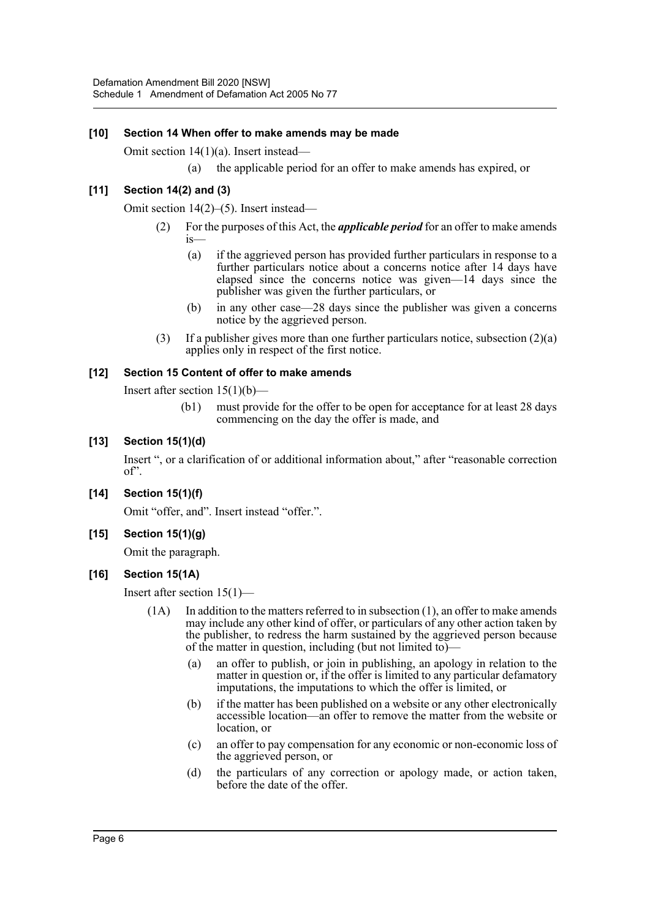**[10] Section 14 When offer to make amends may be made**

Omit section 14(1)(a). Insert instead—

(a) the applicable period for an offer to make amends has expired, or

**[11] Section 14(2) and (3)**

Omit section 14(2)–(5). Insert instead—

(2) For the purposes of this Act, the ***applicable period*** for an offer to make amends is—

(a) if the aggrieved person has provided further particulars in response to a further particulars notice about a concerns notice after 14 days have elapsed since the concerns notice was given—14 days since the publisher was given the further particulars, or

(b) in any other case—28 days since the publisher was given a concerns notice by the aggrieved person.

(3) If a publisher gives more than one further particulars notice, subsection (2)(a) applies only in respect of the first notice.

**[12] Section 15 Content of offer to make amends**

Insert after section 15(1)(b)—

(b1) must provide for the offer to be open for acceptance for at least 28 days commencing on the day the offer is made, and

**[13] Section 15(1)(d)**

Insert ", or a clarification of or additional information about," after "reasonable correction of".

**[14] Section 15(1)(f)**

Omit "offer, and". Insert instead "offer.".

**[15] Section 15(1)(g)**

Omit the paragraph.

**[16] Section 15(1A)**

Insert after section 15(1)—

(1A) In addition to the matters referred to in subsection (1), an offer to make amends may include any other kind of offer, or particulars of any other action taken by the publisher, to redress the harm sustained by the aggrieved person because of the matter in question, including (but not limited to)—

(a) an offer to publish, or join in publishing, an apology in relation to the matter in question or, if the offer is limited to any particular defamatory imputations, the imputations to which the offer is limited, or

(b) if the matter has been published on a website or any other electronically accessible location—an offer to remove the matter from the website or location, or

(c) an offer to pay compensation for any economic or non-economic loss of the aggrieved person, or

(d) the particulars of any correction or apology made, or action taken, before the date of the offer.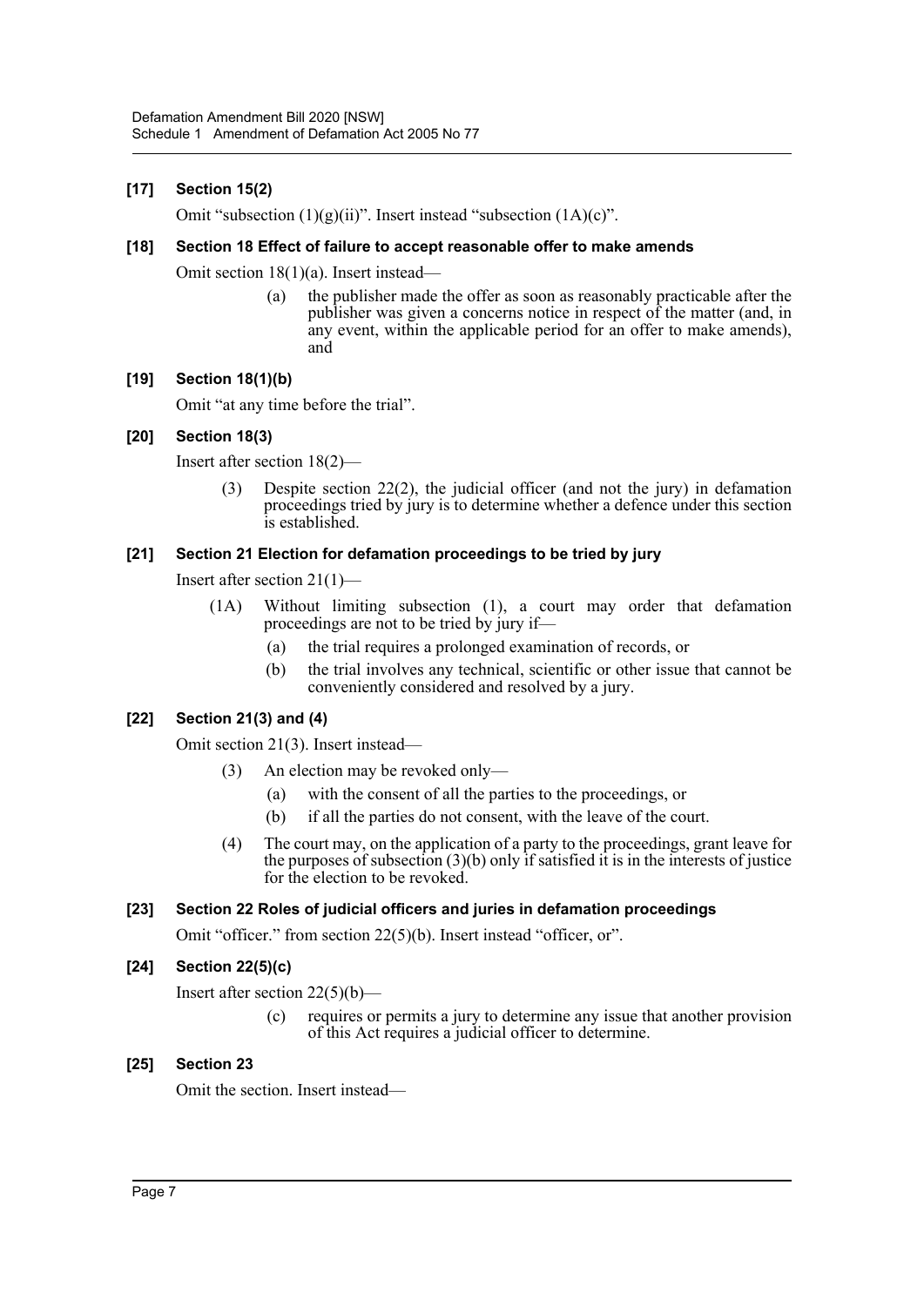**[17] Section 15(2)**

Omit "subsection (1)(g)(ii)". Insert instead "subsection (1A)(c)".

**[18] Section 18 Effect of failure to accept reasonable offer to make amends**

Omit section 18(1)(a). Insert instead—

> (a) the publisher made the offer as soon as reasonably practicable after the publisher was given a concerns notice in respect of the matter (and, in any event, within the applicable period for an offer to make amends), and

**[19] Section 18(1)(b)**

Omit "at any time before the trial".

**[20] Section 18(3)**

Insert after section 18(2)—

> (3) Despite section 22(2), the judicial officer (and not the jury) in defamation proceedings tried by jury is to determine whether a defence under this section is established.

**[21] Section 21 Election for defamation proceedings to be tried by jury**

Insert after section 21(1)—

> (1A) Without limiting subsection (1), a court may order that defamation proceedings are not to be tried by jury if—
>
> (a) the trial requires a prolonged examination of records, or
>
> (b) the trial involves any technical, scientific or other issue that cannot be conveniently considered and resolved by a jury.

**[22] Section 21(3) and (4)**

Omit section 21(3). Insert instead—

> (3) An election may be revoked only—
>
> (a) with the consent of all the parties to the proceedings, or
>
> (b) if all the parties do not consent, with the leave of the court.
>
> (4) The court may, on the application of a party to the proceedings, grant leave for the purposes of subsection (3)(b) only if satisfied it is in the interests of justice for the election to be revoked.

**[23] Section 22 Roles of judicial officers and juries in defamation proceedings**

Omit "officer." from section 22(5)(b). Insert instead "officer, or".

**[24] Section 22(5)(c)**

Insert after section 22(5)(b)—

> (c) requires or permits a jury to determine any issue that another provision of this Act requires a judicial officer to determine.

**[25] Section 23**

Omit the section. Insert instead—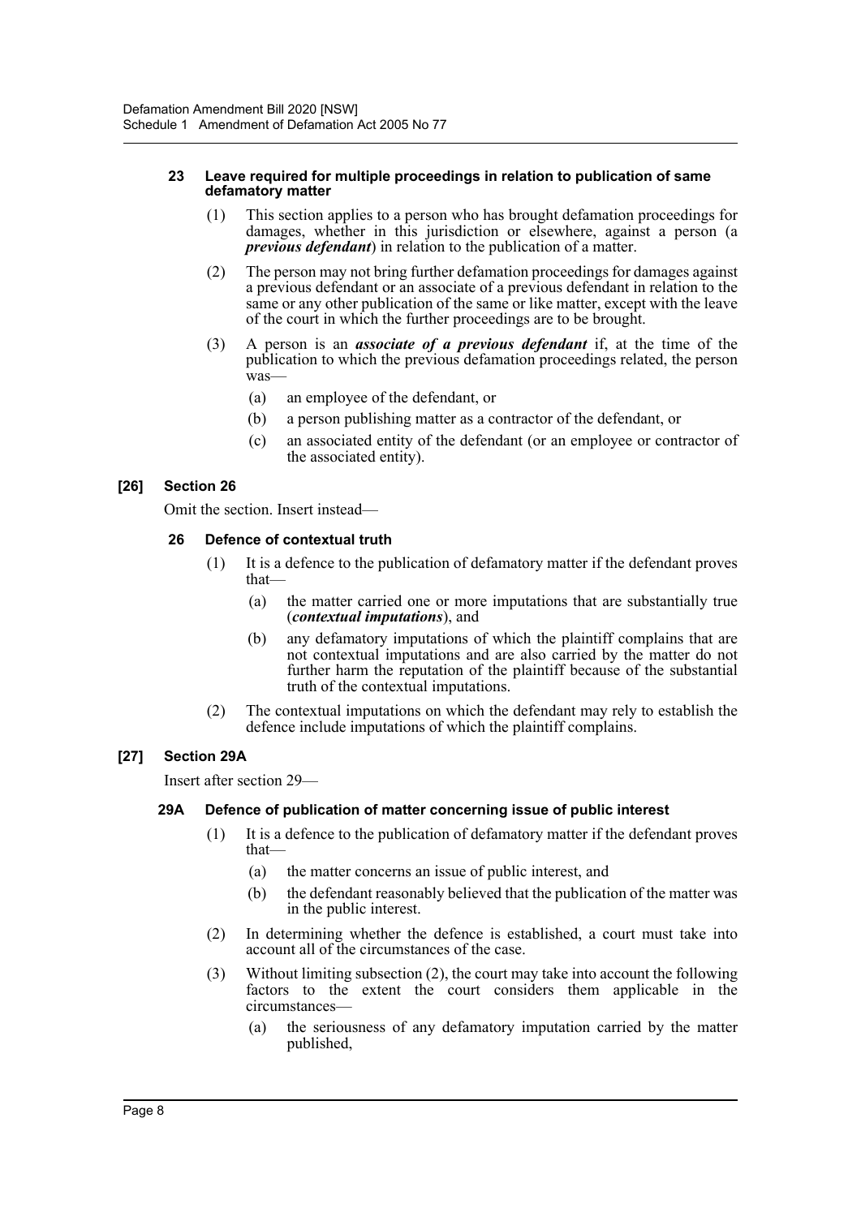#### 23 Leave required for multiple proceedings in relation to publication of same defamatory matter

(1) This section applies to a person who has brought defamation proceedings for damages, whether in this jurisdiction or elsewhere, against a person (a ***previous defendant***) in relation to the publication of a matter.

(2) The person may not bring further defamation proceedings for damages against a previous defendant or an associate of a previous defendant in relation to the same or any other publication of the same or like matter, except with the leave of the court in which the further proceedings are to be brought.

(3) A person is an ***associate of a previous defendant*** if, at the time of the publication to which the previous defamation proceedings related, the person was—

(a) an employee of the defendant, or

(b) a person publishing matter as a contractor of the defendant, or

(c) an associated entity of the defendant (or an employee or contractor of the associated entity).

### [26] Section 26

Omit the section. Insert instead—

#### 26 Defence of contextual truth

(1) It is a defence to the publication of defamatory matter if the defendant proves that—

(a) the matter carried one or more imputations that are substantially true (***contextual imputations***), and

(b) any defamatory imputations of which the plaintiff complains that are not contextual imputations and are also carried by the matter do not further harm the reputation of the plaintiff because of the substantial truth of the contextual imputations.

(2) The contextual imputations on which the defendant may rely to establish the defence include imputations of which the plaintiff complains.

### [27] Section 29A

Insert after section 29—

#### 29A Defence of publication of matter concerning issue of public interest

(1) It is a defence to the publication of defamatory matter if the defendant proves that—

(a) the matter concerns an issue of public interest, and

(b) the defendant reasonably believed that the publication of the matter was in the public interest.

(2) In determining whether the defence is established, a court must take into account all of the circumstances of the case.

(3) Without limiting subsection (2), the court may take into account the following factors to the extent the court considers them applicable in the circumstances—

(a) the seriousness of any defamatory imputation carried by the matter published,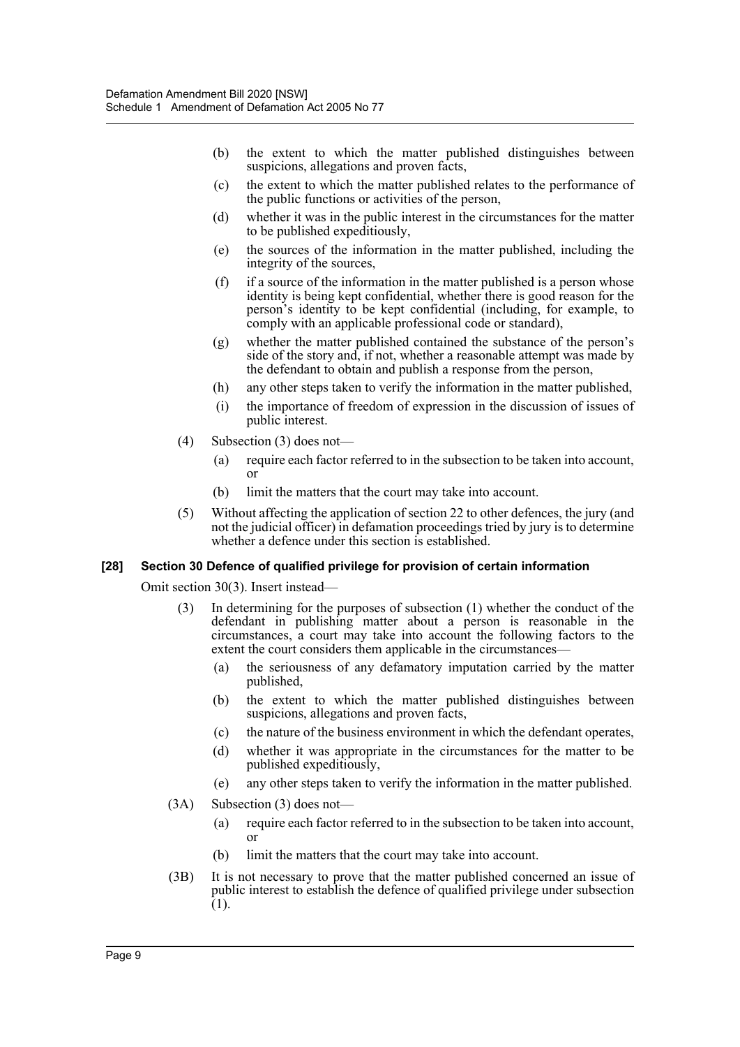(b) the extent to which the matter published distinguishes between suspicions, allegations and proven facts,

(c) the extent to which the matter published relates to the performance of the public functions or activities of the person,

(d) whether it was in the public interest in the circumstances for the matter to be published expeditiously,

(e) the sources of the information in the matter published, including the integrity of the sources,

(f) if a source of the information in the matter published is a person whose identity is being kept confidential, whether there is good reason for the person's identity to be kept confidential (including, for example, to comply with an applicable professional code or standard),

(g) whether the matter published contained the substance of the person's side of the story and, if not, whether a reasonable attempt was made by the defendant to obtain and publish a response from the person,

(h) any other steps taken to verify the information in the matter published,

(i) the importance of freedom of expression in the discussion of issues of public interest.

(4) Subsection (3) does not—

(a) require each factor referred to in the subsection to be taken into account, or

(b) limit the matters that the court may take into account.

(5) Without affecting the application of section 22 to other defences, the jury (and not the judicial officer) in defamation proceedings tried by jury is to determine whether a defence under this section is established.

### [28] Section 30 Defence of qualified privilege for provision of certain information

Omit section 30(3). Insert instead—

(3) In determining for the purposes of subsection (1) whether the conduct of the defendant in publishing matter about a person is reasonable in the circumstances, a court may take into account the following factors to the extent the court considers them applicable in the circumstances—

(a) the seriousness of any defamatory imputation carried by the matter published,

(b) the extent to which the matter published distinguishes between suspicions, allegations and proven facts,

(c) the nature of the business environment in which the defendant operates,

(d) whether it was appropriate in the circumstances for the matter to be published expeditiously,

(e) any other steps taken to verify the information in the matter published.

(3A) Subsection (3) does not—

(a) require each factor referred to in the subsection to be taken into account, or

(b) limit the matters that the court may take into account.

(3B) It is not necessary to prove that the matter published concerned an issue of public interest to establish the defence of qualified privilege under subsection (1).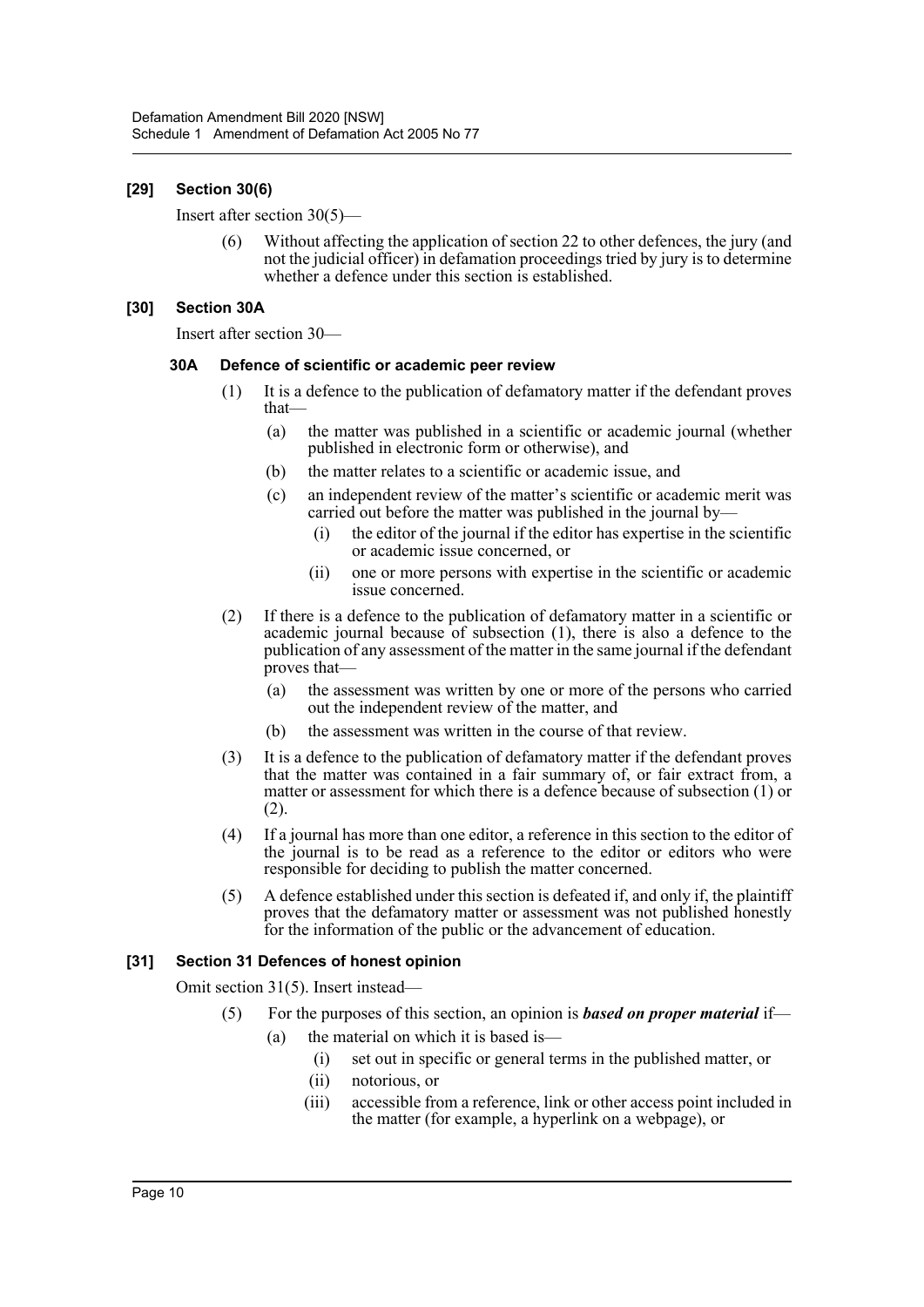### [29] Section 30(6)

Insert after section 30(5)—

(6) Without affecting the application of section 22 to other defences, the jury (and not the judicial officer) in defamation proceedings tried by jury is to determine whether a defence under this section is established.

### [30] Section 30A

Insert after section 30—

#### 30A Defence of scientific or academic peer review

(1) It is a defence to the publication of defamatory matter if the defendant proves that—

- (a) the matter was published in a scientific or academic journal (whether published in electronic form or otherwise), and
- (b) the matter relates to a scientific or academic issue, and
- (c) an independent review of the matter's scientific or academic merit was carried out before the matter was published in the journal by—
  - (i) the editor of the journal if the editor has expertise in the scientific or academic issue concerned, or
  - (ii) one or more persons with expertise in the scientific or academic issue concerned.

(2) If there is a defence to the publication of defamatory matter in a scientific or academic journal because of subsection (1), there is also a defence to the publication of any assessment of the matter in the same journal if the defendant proves that—

- (a) the assessment was written by one or more of the persons who carried out the independent review of the matter, and
- (b) the assessment was written in the course of that review.

(3) It is a defence to the publication of defamatory matter if the defendant proves that the matter was contained in a fair summary of, or fair extract from, a matter or assessment for which there is a defence because of subsection (1) or (2).

(4) If a journal has more than one editor, a reference in this section to the editor of the journal is to be read as a reference to the editor or editors who were responsible for deciding to publish the matter concerned.

(5) A defence established under this section is defeated if, and only if, the plaintiff proves that the defamatory matter or assessment was not published honestly for the information of the public or the advancement of education.

### [31] Section 31 Defences of honest opinion

Omit section 31(5). Insert instead—

(5) For the purposes of this section, an opinion is ***based on proper material*** if—

- (a) the material on which it is based is—
  - (i) set out in specific or general terms in the published matter, or
  - (ii) notorious, or
  - (iii) accessible from a reference, link or other access point included in the matter (for example, a hyperlink on a webpage), or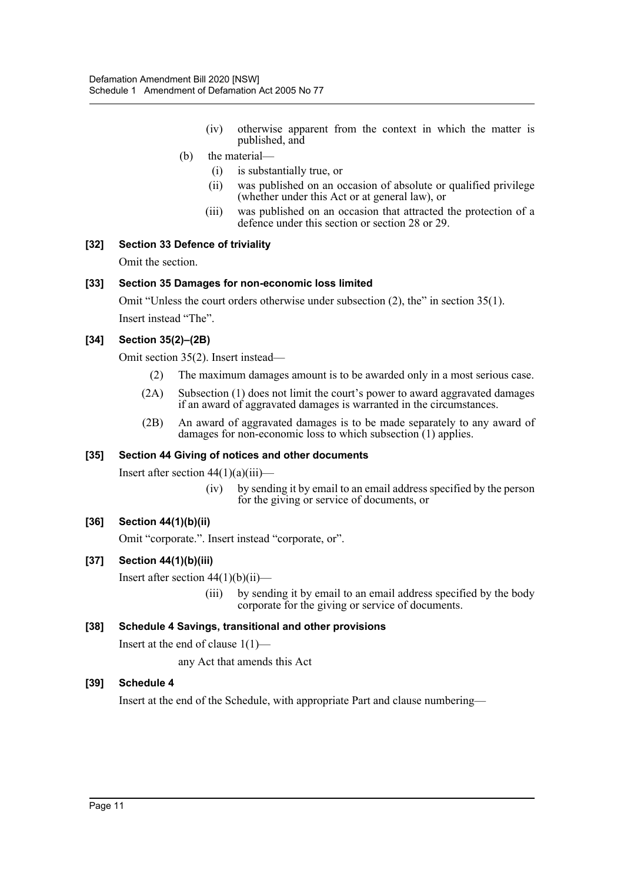(iv) otherwise apparent from the context in which the matter is published, and

(b) the material—

(i) is substantially true, or

(ii) was published on an occasion of absolute or qualified privilege (whether under this Act or at general law), or

(iii) was published on an occasion that attracted the protection of a defence under this section or section 28 or 29.

**[32] Section 33 Defence of triviality**

Omit the section.

**[33] Section 35 Damages for non-economic loss limited**

Omit "Unless the court orders otherwise under subsection (2), the" in section 35(1).

Insert instead "The".

**[34] Section 35(2)–(2B)**

Omit section 35(2). Insert instead—

(2) The maximum damages amount is to be awarded only in a most serious case.

(2A) Subsection (1) does not limit the court's power to award aggravated damages if an award of aggravated damages is warranted in the circumstances.

(2B) An award of aggravated damages is to be made separately to any award of damages for non-economic loss to which subsection (1) applies.

**[35] Section 44 Giving of notices and other documents**

Insert after section 44(1)(a)(iii)—

(iv) by sending it by email to an email address specified by the person for the giving or service of documents, or

**[36] Section 44(1)(b)(ii)**

Omit "corporate.". Insert instead "corporate, or".

**[37] Section 44(1)(b)(iii)**

Insert after section 44(1)(b)(ii)—

(iii) by sending it by email to an email address specified by the body corporate for the giving or service of documents.

**[38] Schedule 4 Savings, transitional and other provisions**

Insert at the end of clause 1(1)—

any Act that amends this Act

**[39] Schedule 4**

Insert at the end of the Schedule, with appropriate Part and clause numbering—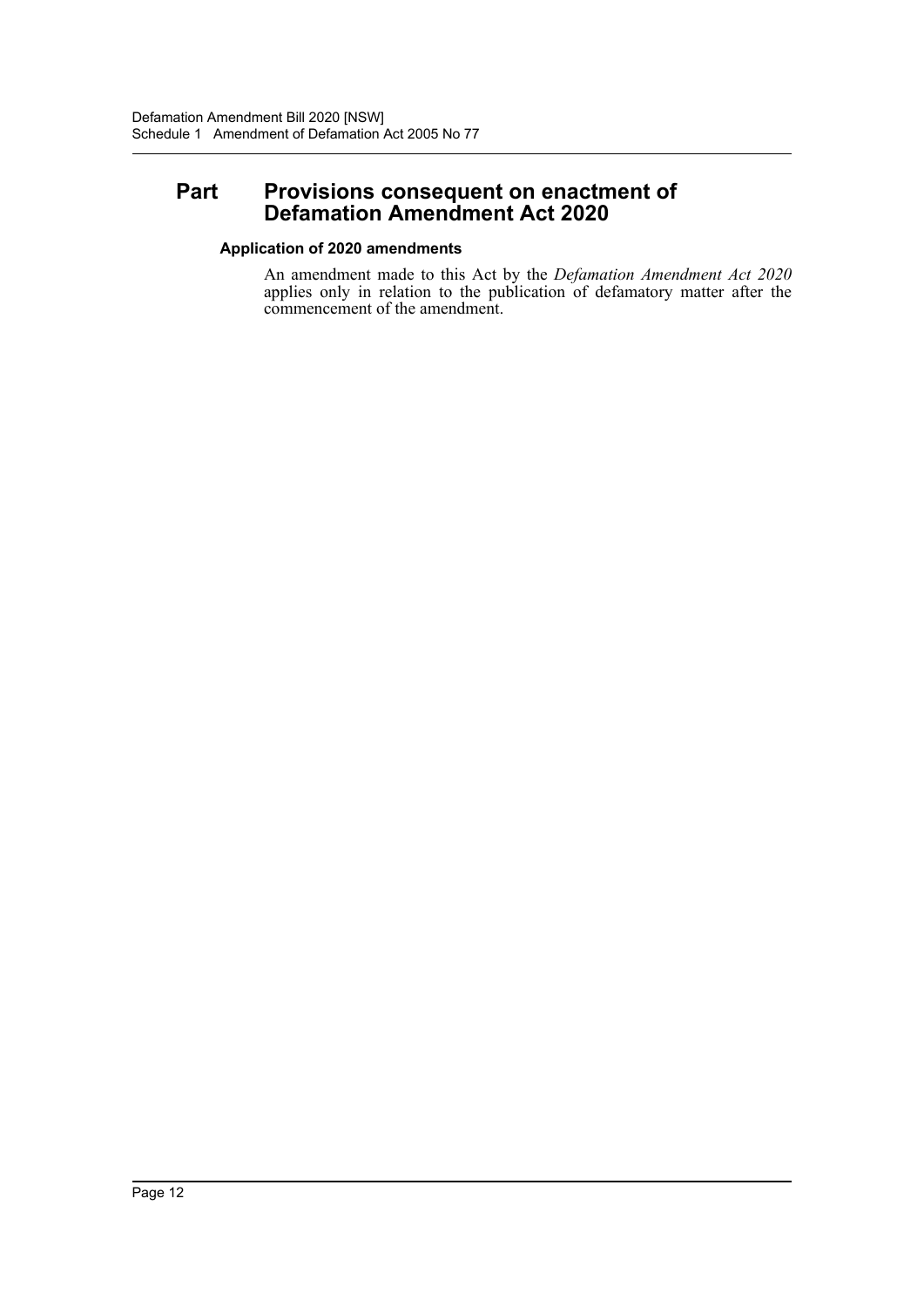## Part Provisions consequent on enactment of Defamation Amendment Act 2020

### Application of 2020 amendments

An amendment made to this Act by the *Defamation Amendment Act 2020* applies only in relation to the publication of defamatory matter after the commencement of the amendment.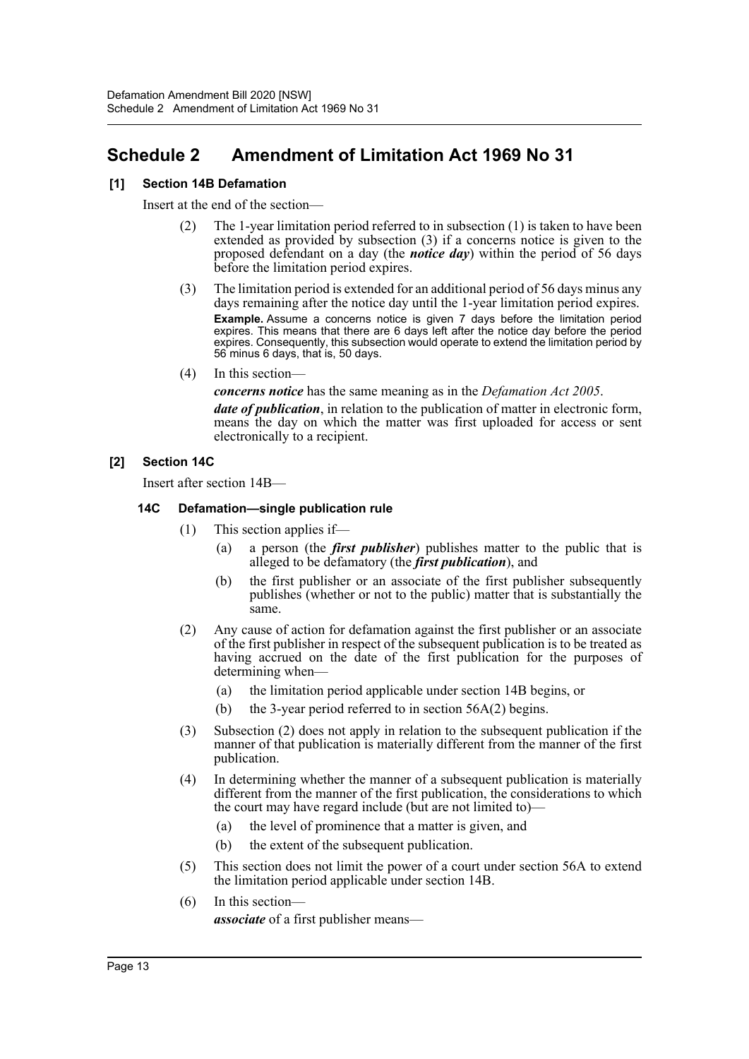## Schedule 2 Amendment of Limitation Act 1969 No 31

### [1] Section 14B Defamation

Insert at the end of the section—

(2) The 1-year limitation period referred to in subsection (1) is taken to have been extended as provided by subsection (3) if a concerns notice is given to the proposed defendant on a day (the ***notice day***) within the period of 56 days before the limitation period expires.

(3) The limitation period is extended for an additional period of 56 days minus any days remaining after the notice day until the 1-year limitation period expires.

**Example.** Assume a concerns notice is given 7 days before the limitation period expires. This means that there are 6 days left after the notice day before the period expires. Consequently, this subsection would operate to extend the limitation period by 56 minus 6 days, that is, 50 days.

(4) In this section—

***concerns notice*** has the same meaning as in the *Defamation Act 2005*.

***date of publication***, in relation to the publication of matter in electronic form, means the day on which the matter was first uploaded for access or sent electronically to a recipient.

### [2] Section 14C

Insert after section 14B—

#### 14C Defamation—single publication rule

(1) This section applies if—

(a) a person (the ***first publisher***) publishes matter to the public that is alleged to be defamatory (the ***first publication***), and

(b) the first publisher or an associate of the first publisher subsequently publishes (whether or not to the public) matter that is substantially the same.

(2) Any cause of action for defamation against the first publisher or an associate of the first publisher in respect of the subsequent publication is to be treated as having accrued on the date of the first publication for the purposes of determining when—

(a) the limitation period applicable under section 14B begins, or

(b) the 3-year period referred to in section 56A(2) begins.

(3) Subsection (2) does not apply in relation to the subsequent publication if the manner of that publication is materially different from the manner of the first publication.

(4) In determining whether the manner of a subsequent publication is materially different from the manner of the first publication, the considerations to which the court may have regard include (but are not limited to)—

(a) the level of prominence that a matter is given, and

(b) the extent of the subsequent publication.

(5) This section does not limit the power of a court under section 56A to extend the limitation period applicable under section 14B.

(6) In this section—

***associate*** of a first publisher means—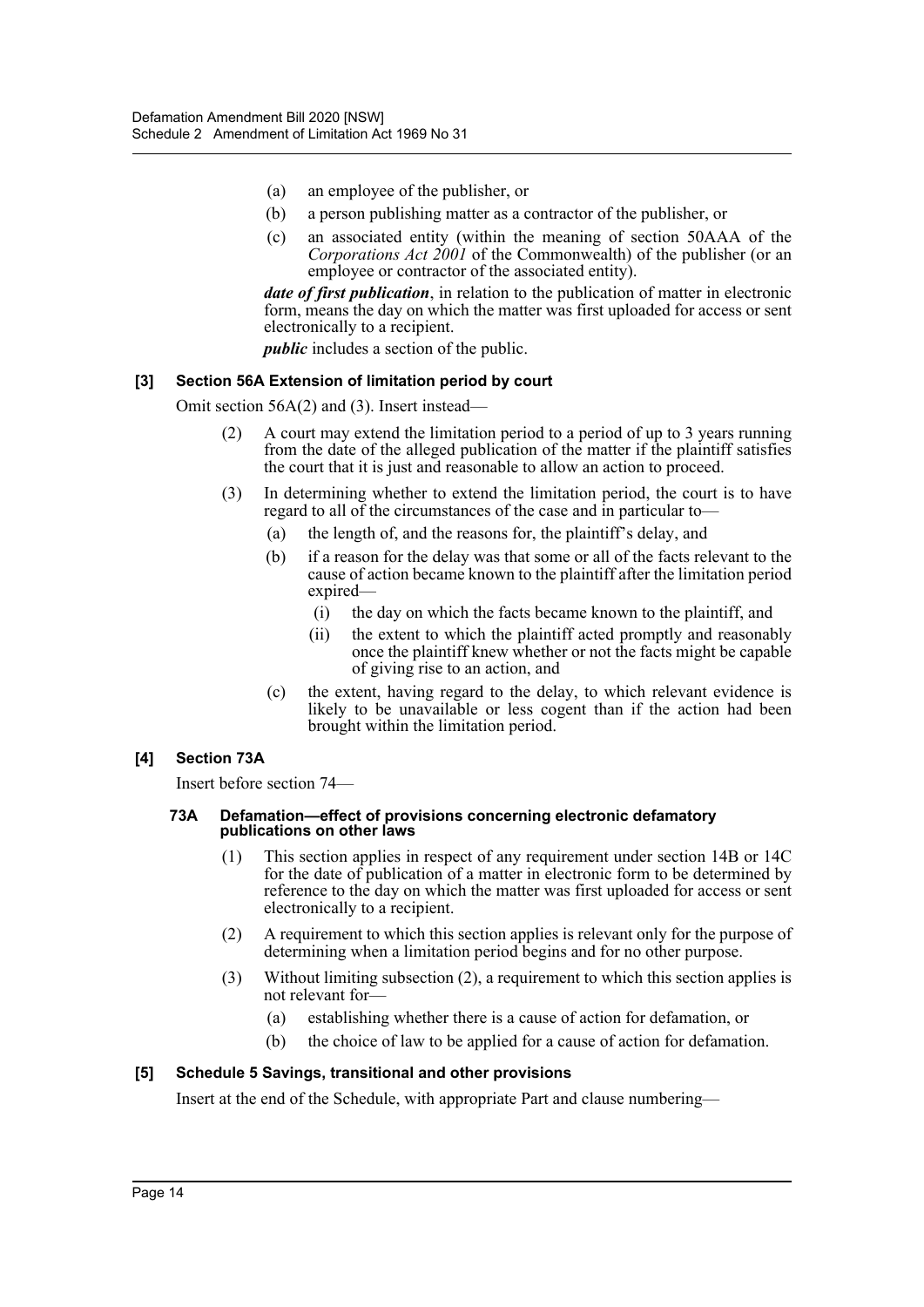(a) an employee of the publisher, or

(b) a person publishing matter as a contractor of the publisher, or

(c) an associated entity (within the meaning of section 50AAA of the *Corporations Act 2001* of the Commonwealth) of the publisher (or an employee or contractor of the associated entity).

***date of first publication***, in relation to the publication of matter in electronic form, means the day on which the matter was first uploaded for access or sent electronically to a recipient.

***public*** includes a section of the public.

### [3] Section 56A Extension of limitation period by court

Omit section 56A(2) and (3). Insert instead—

(2) A court may extend the limitation period to a period of up to 3 years running from the date of the alleged publication of the matter if the plaintiff satisfies the court that it is just and reasonable to allow an action to proceed.

(3) In determining whether to extend the limitation period, the court is to have regard to all of the circumstances of the case and in particular to—

(a) the length of, and the reasons for, the plaintiff's delay, and

(b) if a reason for the delay was that some or all of the facts relevant to the cause of action became known to the plaintiff after the limitation period expired—

(i) the day on which the facts became known to the plaintiff, and

(ii) the extent to which the plaintiff acted promptly and reasonably once the plaintiff knew whether or not the facts might be capable of giving rise to an action, and

(c) the extent, having regard to the delay, to which relevant evidence is likely to be unavailable or less cogent than if the action had been brought within the limitation period.

### [4] Section 73A

Insert before section 74—

#### 73A Defamation—effect of provisions concerning electronic defamatory publications on other laws

(1) This section applies in respect of any requirement under section 14B or 14C for the date of publication of a matter in electronic form to be determined by reference to the day on which the matter was first uploaded for access or sent electronically to a recipient.

(2) A requirement to which this section applies is relevant only for the purpose of determining when a limitation period begins and for no other purpose.

(3) Without limiting subsection (2), a requirement to which this section applies is not relevant for—

(a) establishing whether there is a cause of action for defamation, or

(b) the choice of law to be applied for a cause of action for defamation.

### [5] Schedule 5 Savings, transitional and other provisions

Insert at the end of the Schedule, with appropriate Part and clause numbering—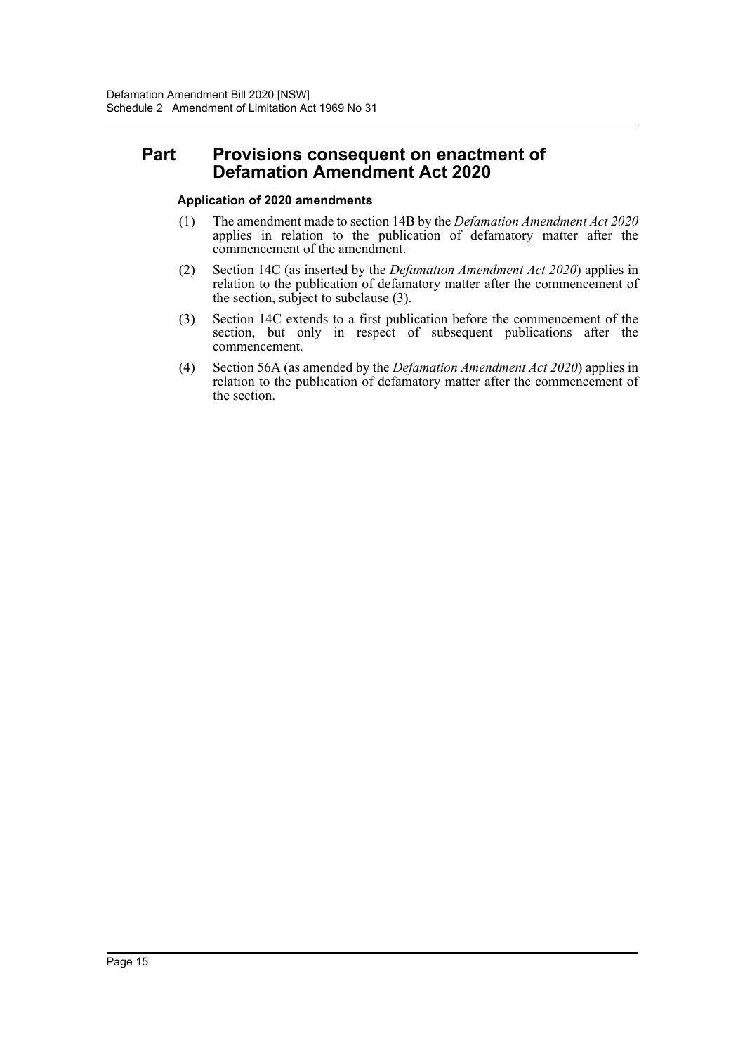## Part Provisions consequent on enactment of Defamation Amendment Act 2020

### Application of 2020 amendments

(1) The amendment made to section 14B by the *Defamation Amendment Act 2020* applies in relation to the publication of defamatory matter after the commencement of the amendment.

(2) Section 14C (as inserted by the *Defamation Amendment Act 2020*) applies in relation to the publication of defamatory matter after the commencement of the section, subject to subclause (3).

(3) Section 14C extends to a first publication before the commencement of the section, but only in respect of subsequent publications after the commencement.

(4) Section 56A (as amended by the *Defamation Amendment Act 2020*) applies in relation to the publication of defamatory matter after the commencement of the section.